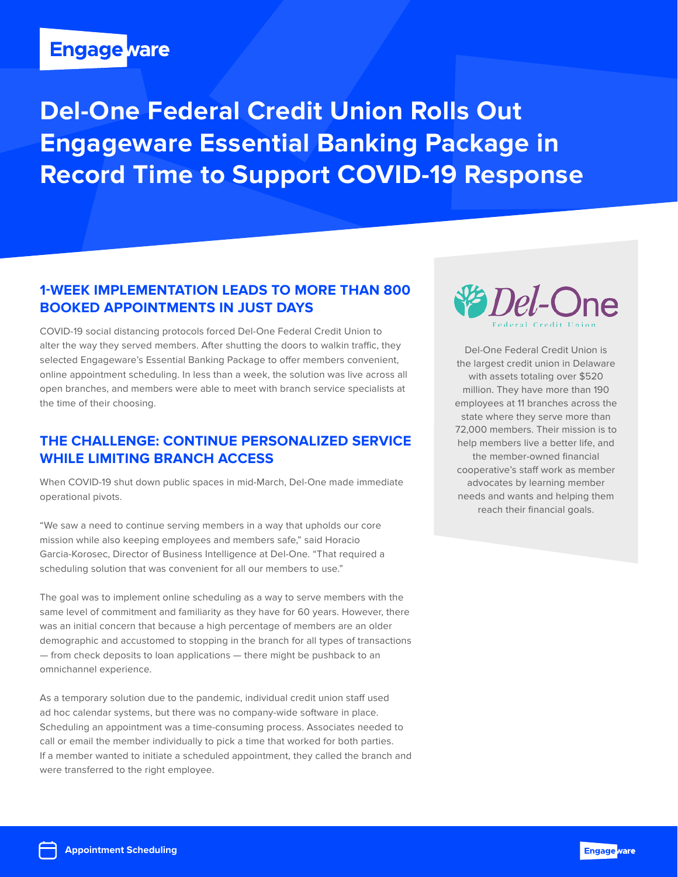# Del-One Federal Credit Union Rolls Out Engageware Essential Banking Package in Record Time to Support COVID-19 Response

## 1-WEEK IMPLEMENTATION LEADS TO MORE THAN 800 BOOKED APPOINTMENTS IN JUST DAYS

COVID-19 social distancing protocols forced Del-One Federal Credit Union to alter the way they served members. After shutting the doors to walkin traffic, they selected Engageware's Essential Banking Package to offer members convenient, online appointment scheduling. In less than a week, the solution was live across all open branches, and members were able to meet with branch service specialists at the time of their choosing.

## THE CHALLENGE: CONTINUE PERSONALIZED SERVICE WHILE LIMITING BRANCH ACCESS

When COVID-19 shut down public spaces in mid-March, Del-One made immediate operational pivots.

"We saw a need to continue serving members in a way that upholds our core mission while also keeping employees and members safe," said Horacio Garcia-Korosec, Director of Business Intelligence at Del-One. "That required a scheduling solution that was convenient for all our members to use."

The goal was to implement online scheduling as a way to serve members with the same level of commitment and familiarity as they have for 60 years. However, there was an initial concern that because a high percentage of members are an older demographic and accustomed to stopping in the branch for all types of transactions — from check deposits to loan applications — there might be pushback to an omnichannel experience.

As a temporary solution due to the pandemic, individual credit union staff used ad hoc calendar systems, but there was no company-wide software in place. Scheduling an appointment was a time-consuming process. Associates needed to call or email the member individually to pick a time that worked for both parties. If a member wanted to initiate a scheduled appointment, they called the branch and were transferred to the right employee.

Del-One Federal Credit Union

Del-One Federal Credit Union is the largest credit union in Delaware with assets totaling over $520 million. They have more than 190 employees at 11 branches across the state where they serve more than 72,000 members. Their mission is to help members live a better life, and the member-owned financial cooperative's staff work as member advocates by learning member needs and wants and helping them reach their financial goals.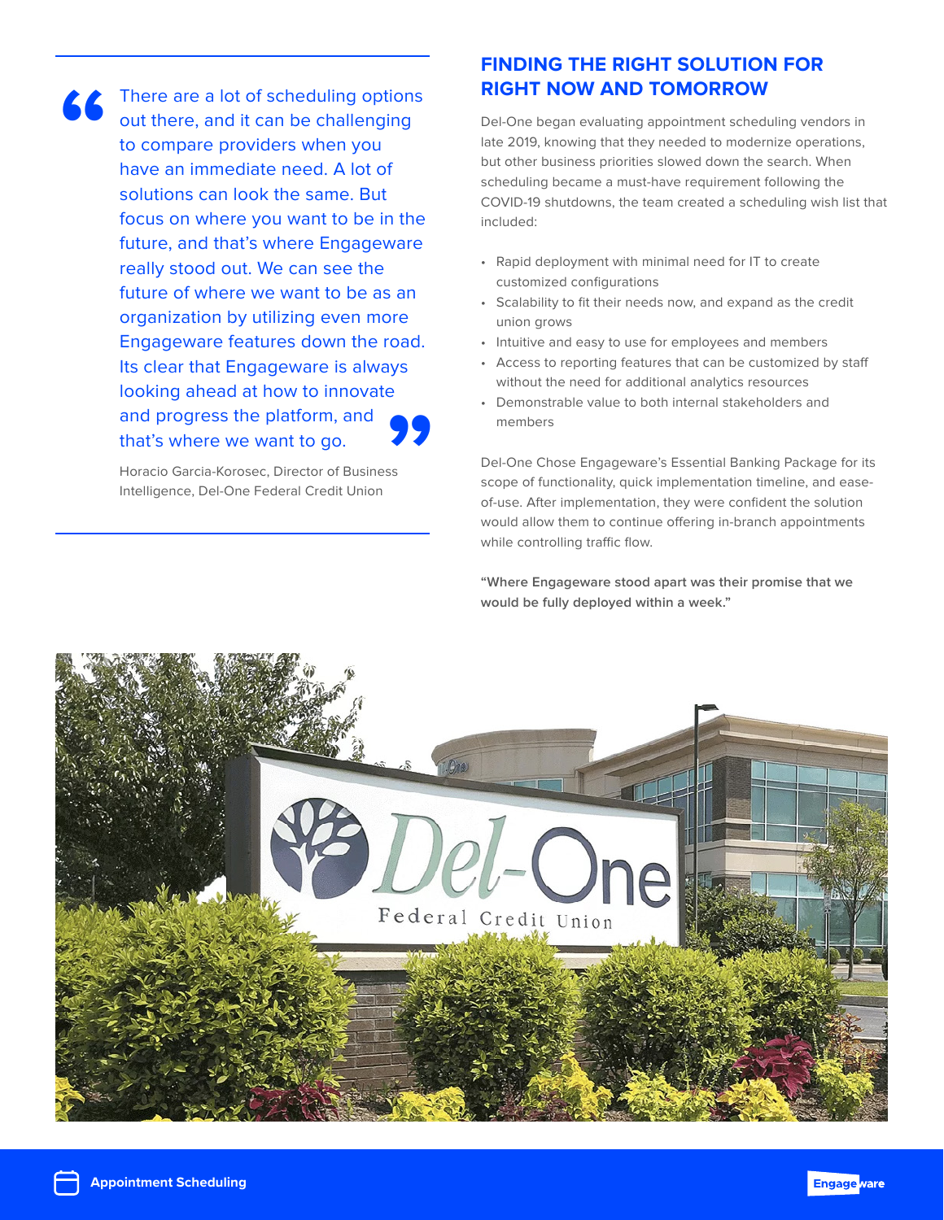> There are a lot of scheduling options out there, and it can be challenging to compare providers when you have an immediate need. A lot of solutions can look the same. But focus on where you want to be in the future, and that's where Engageware really stood out. We can see the future of where we want to be as an organization by utilizing even more Engageware features down the road. Its clear that Engageware is always looking ahead at how to innovate and progress the platform, and that's where we want to go.

Horacio Garcia-Korosec, Director of Business Intelligence, Del-One Federal Credit Union

## FINDING THE RIGHT SOLUTION FOR RIGHT NOW AND TOMORROW

Del-One began evaluating appointment scheduling vendors in late 2019, knowing that they needed to modernize operations, but other business priorities slowed down the search. When scheduling became a must-have requirement following the COVID-19 shutdowns, the team created a scheduling wish list that included:

- Rapid deployment with minimal need for IT to create customized configurations
- Scalability to fit their needs now, and expand as the credit union grows
- Intuitive and easy to use for employees and members
- Access to reporting features that can be customized by staff without the need for additional analytics resources
- Demonstrable value to both internal stakeholders and members

Del-One Chose Engageware's Essential Banking Package for its scope of functionality, quick implementation timeline, and ease-of-use. After implementation, they were confident the solution would allow them to continue offering in-branch appointments while controlling traffic flow.

**"Where Engageware stood apart was their promise that we would be fully deployed within a week."**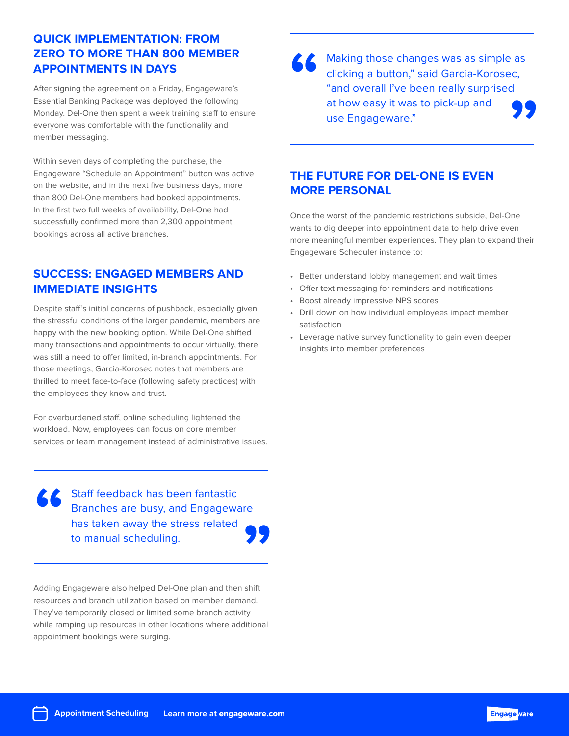## QUICK IMPLEMENTATION: FROM ZERO TO MORE THAN 800 MEMBER APPOINTMENTS IN DAYS

After signing the agreement on a Friday, Engageware's Essential Banking Package was deployed the following Monday. Del-One then spent a week training staff to ensure everyone was comfortable with the functionality and member messaging.

Within seven days of completing the purchase, the Engageware "Schedule an Appointment" button was active on the website, and in the next five business days, more than 800 Del-One members had booked appointments. In the first two full weeks of availability, Del-One had successfully confirmed more than 2,300 appointment bookings across all active branches.

## SUCCESS: ENGAGED MEMBERS AND IMMEDIATE INSIGHTS

Despite staff's initial concerns of pushback, especially given the stressful conditions of the larger pandemic, members are happy with the new booking option. While Del-One shifted many transactions and appointments to occur virtually, there was still a need to offer limited, in-branch appointments. For those meetings, Garcia-Korosec notes that members are thrilled to meet face-to-face (following safety practices) with the employees they know and trust.

For overburdened staff, online scheduling lightened the workload. Now, employees can focus on core member services or team management instead of administrative issues.

> Staff feedback has been fantastic Branches are busy, and Engageware has taken away the stress related to manual scheduling.

Adding Engageware also helped Del-One plan and then shift resources and branch utilization based on member demand. They've temporarily closed or limited some branch activity while ramping up resources in other locations where additional appointment bookings were surging.

> Making those changes was as simple as clicking a button," said Garcia-Korosec, "and overall I've been really surprised at how easy it was to pick-up and use Engageware."

## THE FUTURE FOR DEL-ONE IS EVEN MORE PERSONAL

Once the worst of the pandemic restrictions subside, Del-One wants to dig deeper into appointment data to help drive even more meaningful member experiences. They plan to expand their Engageware Scheduler instance to:

- Better understand lobby management and wait times
- Offer text messaging for reminders and notifications
- Boost already impressive NPS scores
- Drill down on how individual employees impact member satisfaction
- Leverage native survey functionality to gain even deeper insights into member preferences

Appointment Scheduling | Learn more at engageware.com